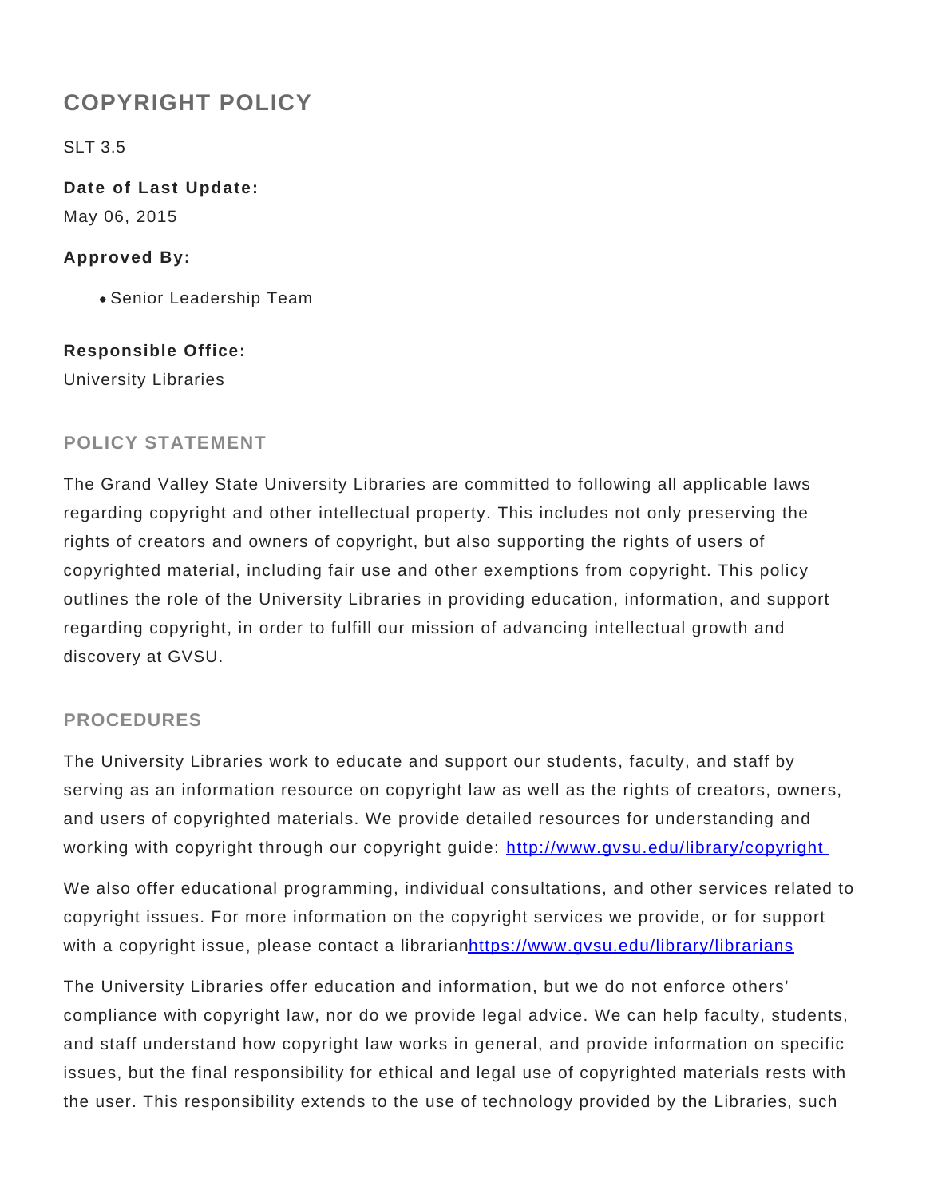# COPYRIGHT POLICY

SLT 3.5

**Date of Last Update:**
May 06, 2015

**Approved By:**

- Senior Leadership Team

**Responsible Office:**
University Libraries

## POLICY STATEMENT

The Grand Valley State University Libraries are committed to following all applicable laws regarding copyright and other intellectual property. This includes not only preserving the rights of creators and owners of copyright, but also supporting the rights of users of copyrighted material, including fair use and other exemptions from copyright. This policy outlines the role of the University Libraries in providing education, information, and support regarding copyright, in order to fulfill our mission of advancing intellectual growth and discovery at GVSU.

## PROCEDURES

The University Libraries work to educate and support our students, faculty, and staff by serving as an information resource on copyright law as well as the rights of creators, owners, and users of copyrighted materials. We provide detailed resources for understanding and working with copyright through our copyright guide: [http://www.gvsu.edu/library/copyright](http://www.gvsu.edu/library/copyright)

We also offer educational programming, individual consultations, and other services related to copyright issues. For more information on the copyright services we provide, or for support with a copyright issue, please contact a librarian[https://www.gvsu.edu/library/librarians](https://www.gvsu.edu/library/librarians)

The University Libraries offer education and information, but we do not enforce others' compliance with copyright law, nor do we provide legal advice. We can help faculty, students, and staff understand how copyright law works in general, and provide information on specific issues, but the final responsibility for ethical and legal use of copyrighted materials rests with the user. This responsibility extends to the use of technology provided by the Libraries, such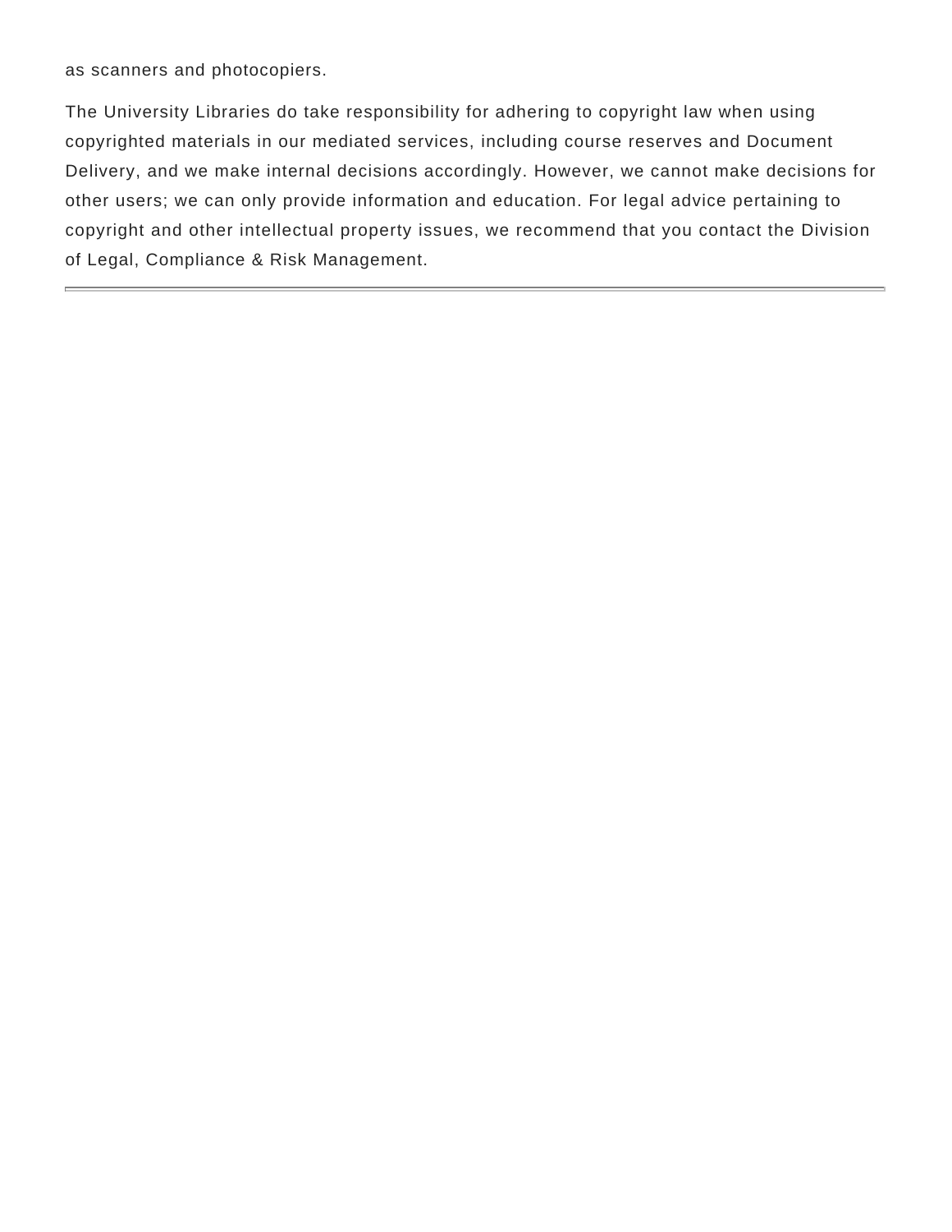as scanners and photocopiers.

The University Libraries do take responsibility for adhering to copyright law when using copyrighted materials in our mediated services, including course reserves and Document Delivery, and we make internal decisions accordingly. However, we cannot make decisions for other users; we can only provide information and education. For legal advice pertaining to copyright and other intellectual property issues, we recommend that you contact the Division of Legal, Compliance & Risk Management.

---